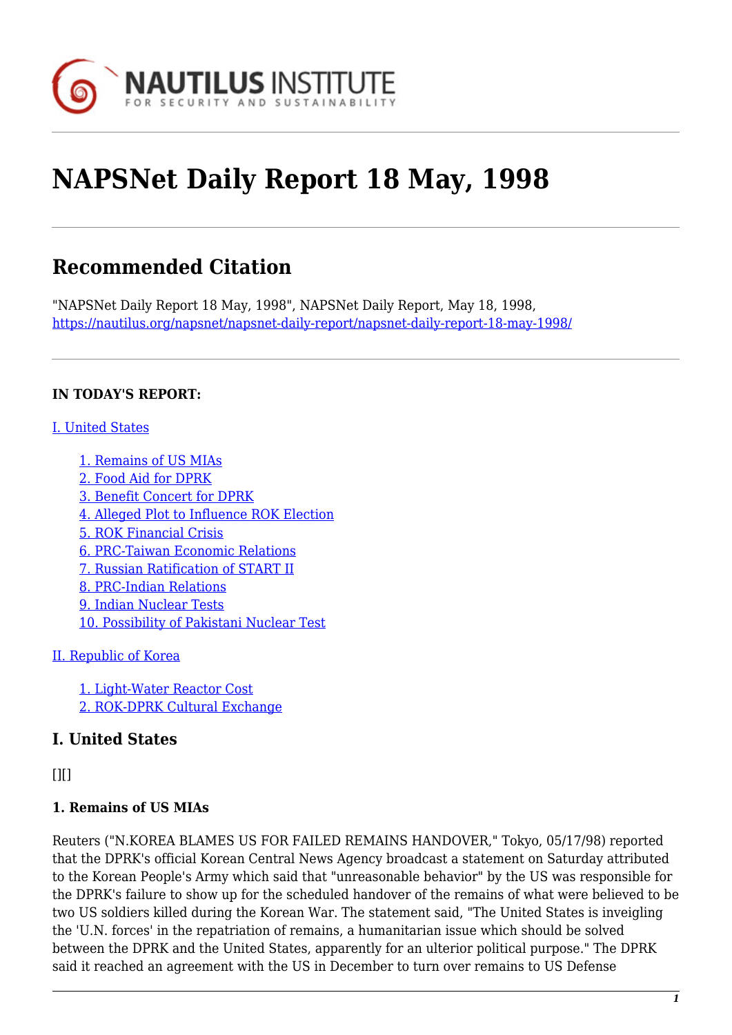# NAPSNet Daily Report 18 May, 1998

## Recommended Citation

"NAPSNet Daily Report 18 May, 1998", NAPSNet Daily Report, May 18, 1998, https://nautilus.org/napsnet/napsnet-daily-report/napsnet-daily-report-18-may-1998/

**IN TODAY'S REPORT:**

I. United States

- 1. Remains of US MIAs
- 2. Food Aid for DPRK
- 3. Benefit Concert for DPRK
- 4. Alleged Plot to Influence ROK Election
- 5. ROK Financial Crisis
- 6. PRC-Taiwan Economic Relations
- 7. Russian Ratification of START II
- 8. PRC-Indian Relations
- 9. Indian Nuclear Tests
- 10. Possibility of Pakistani Nuclear Test

II. Republic of Korea

- 1. Light-Water Reactor Cost
- 2. ROK-DPRK Cultural Exchange

## I. United States

[][]

### 1. Remains of US MIAs

Reuters ("N.KOREA BLAMES US FOR FAILED REMAINS HANDOVER," Tokyo, 05/17/98) reported that the DPRK's official Korean Central News Agency broadcast a statement on Saturday attributed to the Korean People's Army which said that "unreasonable behavior" by the US was responsible for the DPRK's failure to show up for the scheduled handover of the remains of what were believed to be two US soldiers killed during the Korean War. The statement said, "The United States is inveigling the 'U.N. forces' in the repatriation of remains, a humanitarian issue which should be solved between the DPRK and the United States, apparently for an ulterior political purpose." The DPRK said it reached an agreement with the US in December to turn over remains to US Defense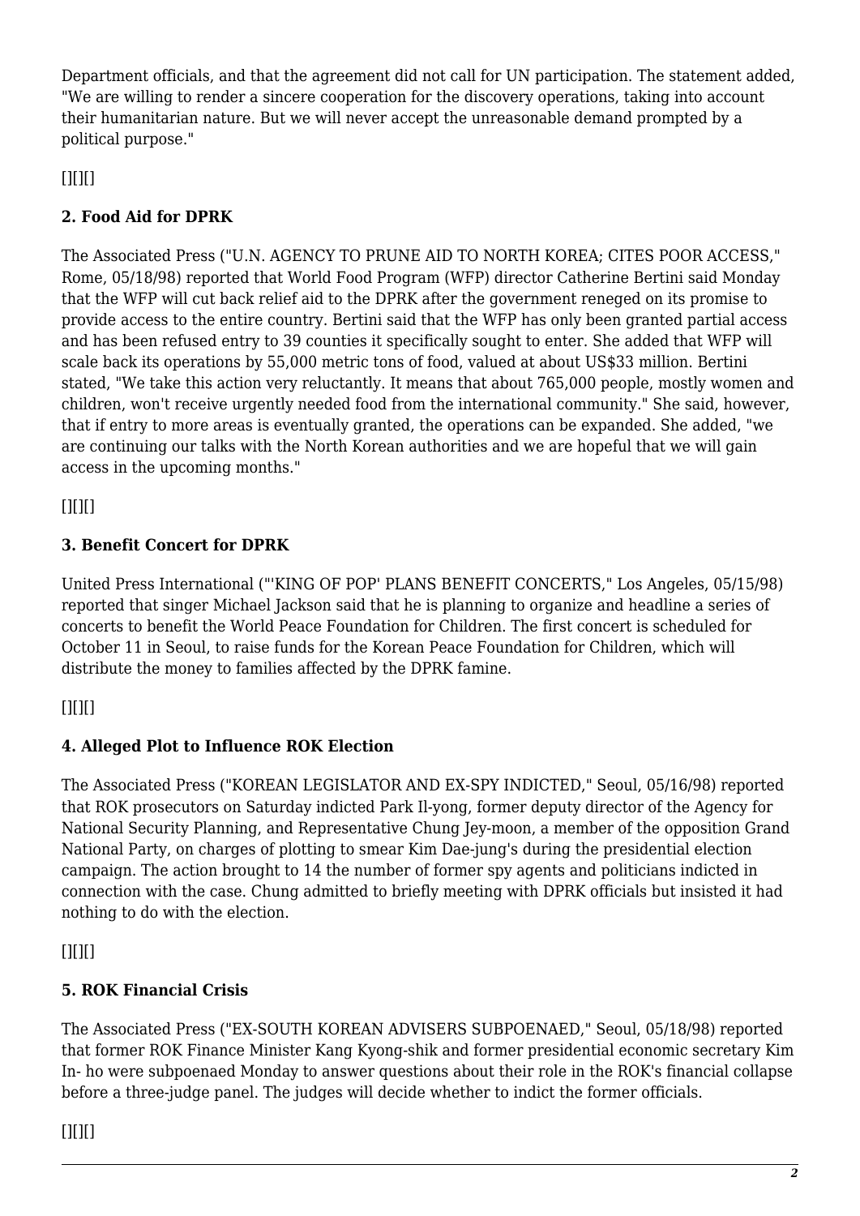Department officials, and that the agreement did not call for UN participation. The statement added, "We are willing to render a sincere cooperation for the discovery operations, taking into account their humanitarian nature. But we will never accept the unreasonable demand prompted by a political purpose."

[][][]

### 2. Food Aid for DPRK

The Associated Press ("U.N. AGENCY TO PRUNE AID TO NORTH KOREA; CITES POOR ACCESS," Rome, 05/18/98) reported that World Food Program (WFP) director Catherine Bertini said Monday that the WFP will cut back relief aid to the DPRK after the government reneged on its promise to provide access to the entire country. Bertini said that the WFP has only been granted partial access and has been refused entry to 39 counties it specifically sought to enter. She added that WFP will scale back its operations by 55,000 metric tons of food, valued at about US$33 million. Bertini stated, "We take this action very reluctantly. It means that about 765,000 people, mostly women and children, won't receive urgently needed food from the international community." She said, however, that if entry to more areas is eventually granted, the operations can be expanded. She added, "we are continuing our talks with the North Korean authorities and we are hopeful that we will gain access in the upcoming months."

[][][]

### 3. Benefit Concert for DPRK

United Press International ("'KING OF POP' PLANS BENEFIT CONCERTS," Los Angeles, 05/15/98) reported that singer Michael Jackson said that he is planning to organize and headline a series of concerts to benefit the World Peace Foundation for Children. The first concert is scheduled for October 11 in Seoul, to raise funds for the Korean Peace Foundation for Children, which will distribute the money to families affected by the DPRK famine.

[][][]

### 4. Alleged Plot to Influence ROK Election

The Associated Press ("KOREAN LEGISLATOR AND EX-SPY INDICTED," Seoul, 05/16/98) reported that ROK prosecutors on Saturday indicted Park Il-yong, former deputy director of the Agency for National Security Planning, and Representative Chung Jey-moon, a member of the opposition Grand National Party, on charges of plotting to smear Kim Dae-jung's during the presidential election campaign. The action brought to 14 the number of former spy agents and politicians indicted in connection with the case. Chung admitted to briefly meeting with DPRK officials but insisted it had nothing to do with the election.

[][][]

### 5. ROK Financial Crisis

The Associated Press ("EX-SOUTH KOREAN ADVISERS SUBPOENAED," Seoul, 05/18/98) reported that former ROK Finance Minister Kang Kyong-shik and former presidential economic secretary Kim In- ho were subpoenaed Monday to answer questions about their role in the ROK's financial collapse before a three-judge panel. The judges will decide whether to indict the former officials.

[][][]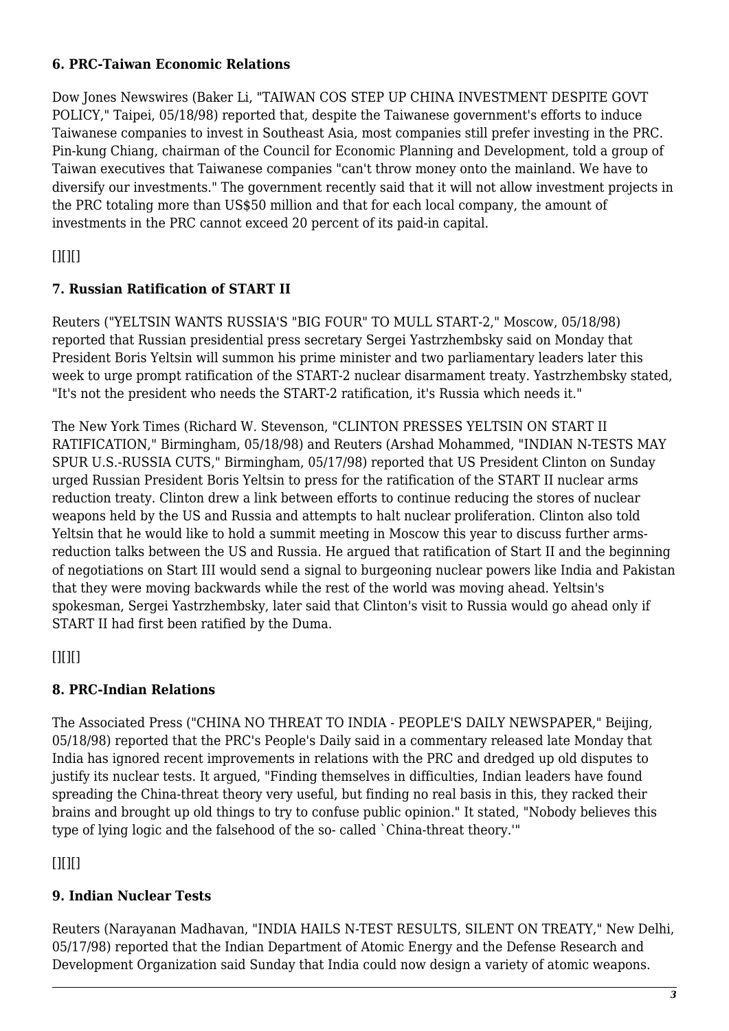### 6. PRC-Taiwan Economic Relations

Dow Jones Newswires (Baker Li, "TAIWAN COS STEP UP CHINA INVESTMENT DESPITE GOVT POLICY," Taipei, 05/18/98) reported that, despite the Taiwanese government's efforts to induce Taiwanese companies to invest in Southeast Asia, most companies still prefer investing in the PRC. Pin-kung Chiang, chairman of the Council for Economic Planning and Development, told a group of Taiwan executives that Taiwanese companies "can't throw money onto the mainland. We have to diversify our investments." The government recently said that it will not allow investment projects in the PRC totaling more than US$50 million and that for each local company, the amount of investments in the PRC cannot exceed 20 percent of its paid-in capital.

[][][]

### 7. Russian Ratification of START II

Reuters ("YELTSIN WANTS RUSSIA'S "BIG FOUR" TO MULL START-2," Moscow, 05/18/98) reported that Russian presidential press secretary Sergei Yastrzhembsky said on Monday that President Boris Yeltsin will summon his prime minister and two parliamentary leaders later this week to urge prompt ratification of the START-2 nuclear disarmament treaty. Yastrzhembsky stated, "It's not the president who needs the START-2 ratification, it's Russia which needs it."

The New York Times (Richard W. Stevenson, "CLINTON PRESSES YELTSIN ON START II RATIFICATION," Birmingham, 05/18/98) and Reuters (Arshad Mohammed, "INDIAN N-TESTS MAY SPUR U.S.-RUSSIA CUTS," Birmingham, 05/17/98) reported that US President Clinton on Sunday urged Russian President Boris Yeltsin to press for the ratification of the START II nuclear arms reduction treaty. Clinton drew a link between efforts to continue reducing the stores of nuclear weapons held by the US and Russia and attempts to halt nuclear proliferation. Clinton also told Yeltsin that he would like to hold a summit meeting in Moscow this year to discuss further arms-reduction talks between the US and Russia. He argued that ratification of Start II and the beginning of negotiations on Start III would send a signal to burgeoning nuclear powers like India and Pakistan that they were moving backwards while the rest of the world was moving ahead. Yeltsin's spokesman, Sergei Yastrzhembsky, later said that Clinton's visit to Russia would go ahead only if START II had first been ratified by the Duma.

[][][]

### 8. PRC-Indian Relations

The Associated Press ("CHINA NO THREAT TO INDIA - PEOPLE'S DAILY NEWSPAPER," Beijing, 05/18/98) reported that the PRC's People's Daily said in a commentary released late Monday that India has ignored recent improvements in relations with the PRC and dredged up old disputes to justify its nuclear tests. It argued, "Finding themselves in difficulties, Indian leaders have found spreading the China-threat theory very useful, but finding no real basis in this, they racked their brains and brought up old things to try to confuse public opinion." It stated, "Nobody believes this type of lying logic and the falsehood of the so- called `China-threat theory.'"

[][][]

### 9. Indian Nuclear Tests

Reuters (Narayanan Madhavan, "INDIA HAILS N-TEST RESULTS, SILENT ON TREATY," New Delhi, 05/17/98) reported that the Indian Department of Atomic Energy and the Defense Research and Development Organization said Sunday that India could now design a variety of atomic weapons.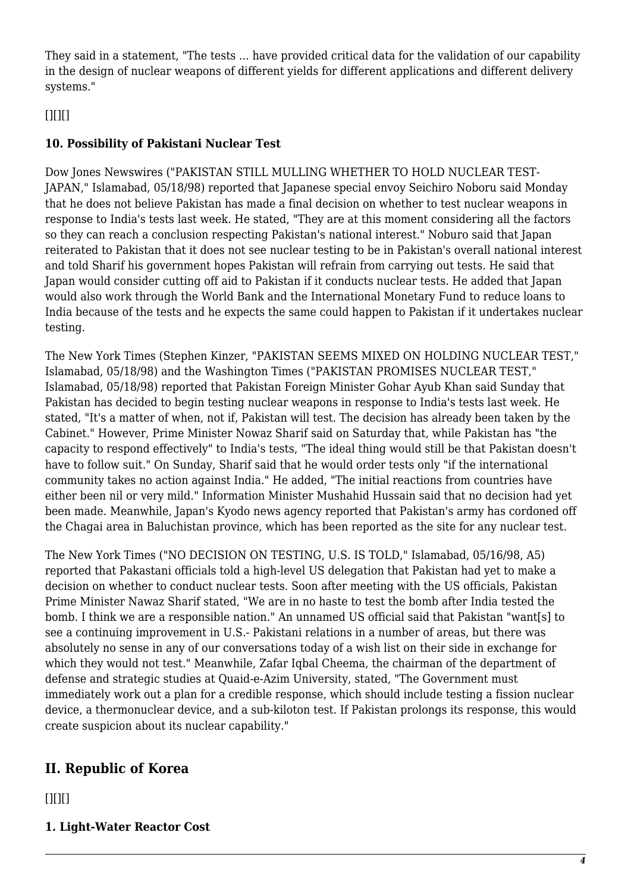They said in a statement, "The tests ... have provided critical data for the validation of our capability in the design of nuclear weapons of different yields for different applications and different delivery systems."

[][][]

**10. Possibility of Pakistani Nuclear Test**

Dow Jones Newswires ("PAKISTAN STILL MULLING WHETHER TO HOLD NUCLEAR TEST-JAPAN," Islamabad, 05/18/98) reported that Japanese special envoy Seichiro Noboru said Monday that he does not believe Pakistan has made a final decision on whether to test nuclear weapons in response to India's tests last week. He stated, "They are at this moment considering all the factors so they can reach a conclusion respecting Pakistan's national interest." Noburo said that Japan reiterated to Pakistan that it does not see nuclear testing to be in Pakistan's overall national interest and told Sharif his government hopes Pakistan will refrain from carrying out tests. He said that Japan would consider cutting off aid to Pakistan if it conducts nuclear tests. He added that Japan would also work through the World Bank and the International Monetary Fund to reduce loans to India because of the tests and he expects the same could happen to Pakistan if it undertakes nuclear testing.

The New York Times (Stephen Kinzer, "PAKISTAN SEEMS MIXED ON HOLDING NUCLEAR TEST," Islamabad, 05/18/98) and the Washington Times ("PAKISTAN PROMISES NUCLEAR TEST," Islamabad, 05/18/98) reported that Pakistan Foreign Minister Gohar Ayub Khan said Sunday that Pakistan has decided to begin testing nuclear weapons in response to India's tests last week. He stated, "It's a matter of when, not if, Pakistan will test. The decision has already been taken by the Cabinet." However, Prime Minister Nowaz Sharif said on Saturday that, while Pakistan has "the capacity to respond effectively" to India's tests, "The ideal thing would still be that Pakistan doesn't have to follow suit." On Sunday, Sharif said that he would order tests only "if the international community takes no action against India." He added, "The initial reactions from countries have either been nil or very mild." Information Minister Mushahid Hussain said that no decision had yet been made. Meanwhile, Japan's Kyodo news agency reported that Pakistan's army has cordoned off the Chagai area in Baluchistan province, which has been reported as the site for any nuclear test.

The New York Times ("NO DECISION ON TESTING, U.S. IS TOLD," Islamabad, 05/16/98, A5) reported that Pakastani officials told a high-level US delegation that Pakistan had yet to make a decision on whether to conduct nuclear tests. Soon after meeting with the US officials, Pakistan Prime Minister Nawaz Sharif stated, "We are in no haste to test the bomb after India tested the bomb. I think we are a responsible nation." An unnamed US official said that Pakistan "want[s] to see a continuing improvement in U.S.- Pakistani relations in a number of areas, but there was absolutely no sense in any of our conversations today of a wish list on their side in exchange for which they would not test." Meanwhile, Zafar Iqbal Cheema, the chairman of the department of defense and strategic studies at Quaid-e-Azim University, stated, "The Government must immediately work out a plan for a credible response, which should include testing a fission nuclear device, a thermonuclear device, and a sub-kiloton test. If Pakistan prolongs its response, this would create suspicion about its nuclear capability."

## II. Republic of Korea

[][][]

**1. Light-Water Reactor Cost**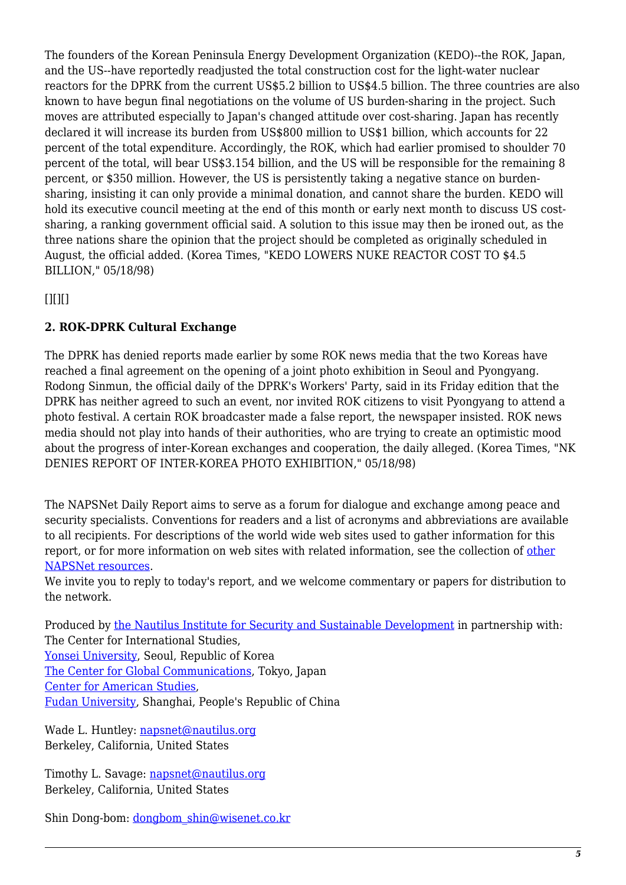The founders of the Korean Peninsula Energy Development Organization (KEDO)--the ROK, Japan, and the US--have reportedly readjusted the total construction cost for the light-water nuclear reactors for the DPRK from the current US$5.2 billion to US$4.5 billion. The three countries are also known to have begun final negotiations on the volume of US burden-sharing in the project. Such moves are attributed especially to Japan's changed attitude over cost-sharing. Japan has recently declared it will increase its burden from US$800 million to US$1 billion, which accounts for 22 percent of the total expenditure. Accordingly, the ROK, which had earlier promised to shoulder 70 percent of the total, will bear US$3.154 billion, and the US will be responsible for the remaining 8 percent, or $350 million. However, the US is persistently taking a negative stance on burden-sharing, insisting it can only provide a minimal donation, and cannot share the burden. KEDO will hold its executive council meeting at the end of this month or early next month to discuss US cost-sharing, a ranking government official said. A solution to this issue may then be ironed out, as the three nations share the opinion that the project should be completed as originally scheduled in August, the official added. (Korea Times, "KEDO LOWERS NUKE REACTOR COST TO $4.5 BILLION," 05/18/98)

[][][]

**2. ROK-DPRK Cultural Exchange**

The DPRK has denied reports made earlier by some ROK news media that the two Koreas have reached a final agreement on the opening of a joint photo exhibition in Seoul and Pyongyang. Rodong Sinmun, the official daily of the DPRK's Workers' Party, said in its Friday edition that the DPRK has neither agreed to such an event, nor invited ROK citizens to visit Pyongyang to attend a photo festival. A certain ROK broadcaster made a false report, the newspaper insisted. ROK news media should not play into hands of their authorities, who are trying to create an optimistic mood about the progress of inter-Korean exchanges and cooperation, the daily alleged. (Korea Times, "NK DENIES REPORT OF INTER-KOREA PHOTO EXHIBITION," 05/18/98)

The NAPSNet Daily Report aims to serve as a forum for dialogue and exchange among peace and security specialists. Conventions for readers and a list of acronyms and abbreviations are available to all recipients. For descriptions of the world wide web sites used to gather information for this report, or for more information on web sites with related information, see the collection of other NAPSNet resources.
We invite you to reply to today's report, and we welcome commentary or papers for distribution to the network.

Produced by the Nautilus Institute for Security and Sustainable Development in partnership with:
The Center for International Studies,
Yonsei University, Seoul, Republic of Korea
The Center for Global Communications, Tokyo, Japan
Center for American Studies,
Fudan University, Shanghai, People's Republic of China

Wade L. Huntley: napsnet@nautilus.org
Berkeley, California, United States

Timothy L. Savage: napsnet@nautilus.org
Berkeley, California, United States

Shin Dong-bom: dongbom_shin@wisenet.co.kr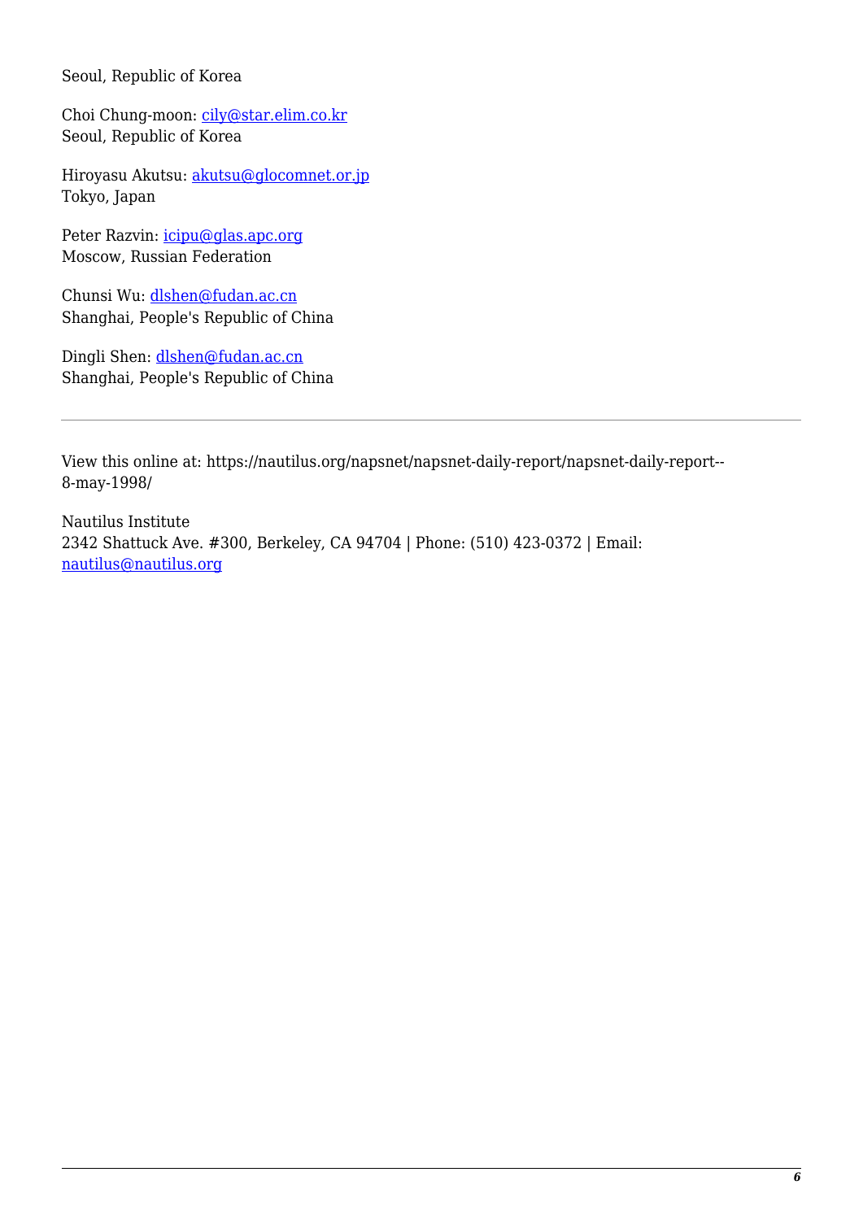Seoul, Republic of Korea

Choi Chung-moon: cily@star.elim.co.kr
Seoul, Republic of Korea

Hiroyasu Akutsu: akutsu@glocomnet.or.jp
Tokyo, Japan

Peter Razvin: icipu@glas.apc.org
Moscow, Russian Federation

Chunsi Wu: dlshen@fudan.ac.cn
Shanghai, People's Republic of China

Dingli Shen: dlshen@fudan.ac.cn
Shanghai, People's Republic of China

---

View this online at: https://nautilus.org/napsnet/napsnet-daily-report/napsnet-daily-report--8-may-1998/

Nautilus Institute
2342 Shattuck Ave. #300, Berkeley, CA 94704 | Phone: (510) 423-0372 | Email: nautilus@nautilus.org